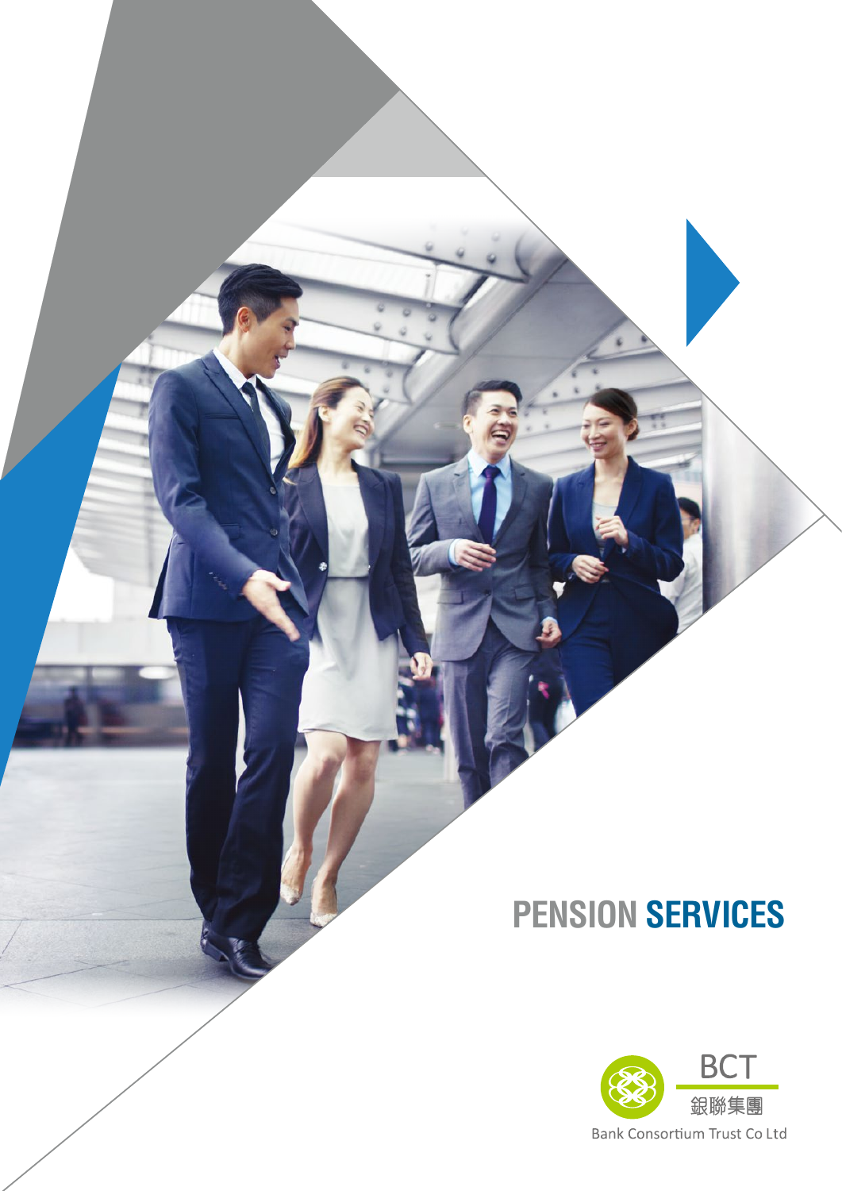# PENSION SERVICES

BCT

銀聯集團

Bank Consortium Trust Co Ltd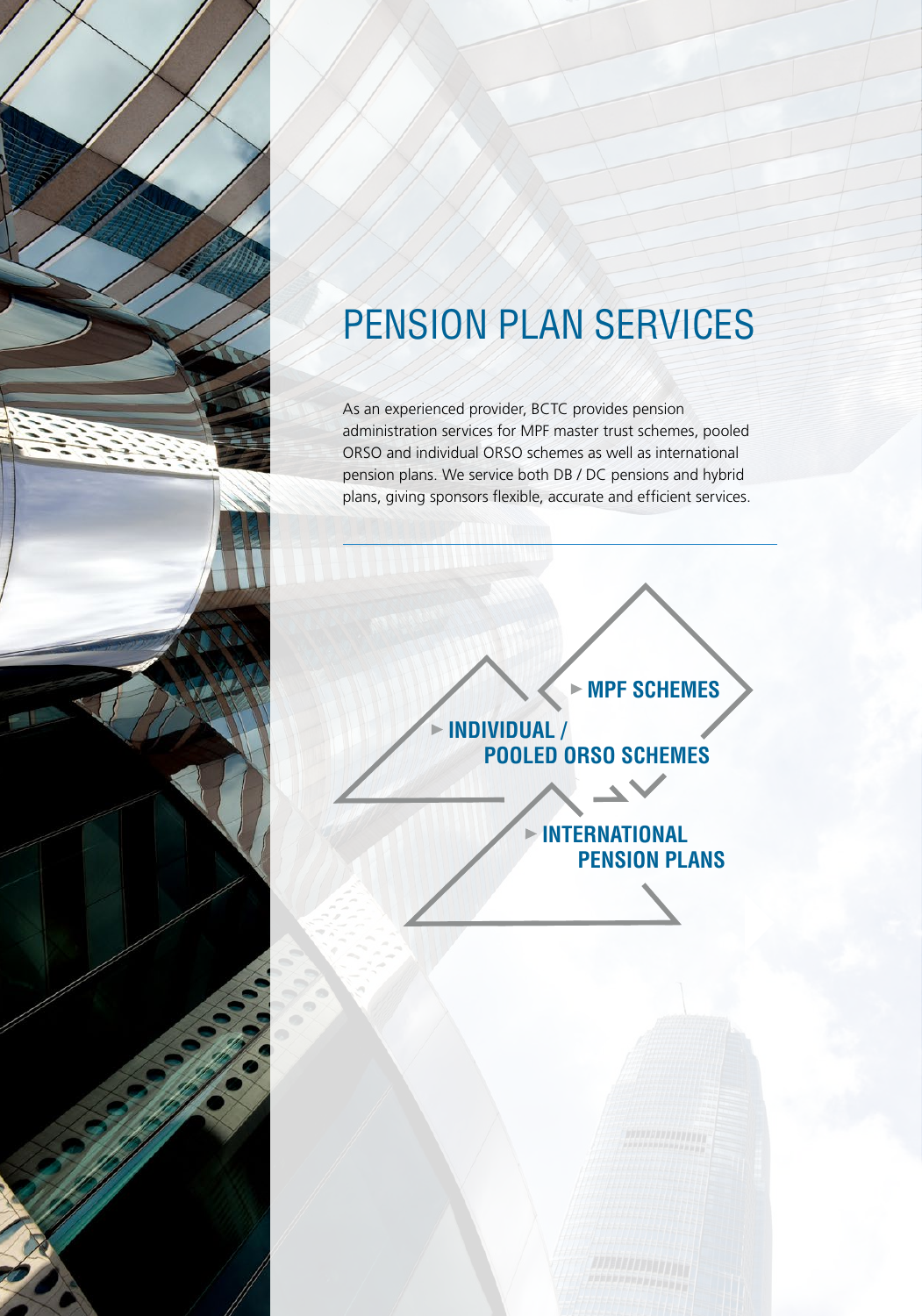# PENSION PLAN SERVICES

As an experienced provider, BCTC provides pension administration services for MPF master trust schemes, pooled ORSO and individual ORSO schemes as well as international pension plans. We service both DB / DC pensions and hybrid plans, giving sponsors flexible, accurate and efficient services.

- **MPF SCHEMES**
- **INDIVIDUAL / POOLED ORSO SCHEMES**
- **INTERNATIONAL PENSION PLANS**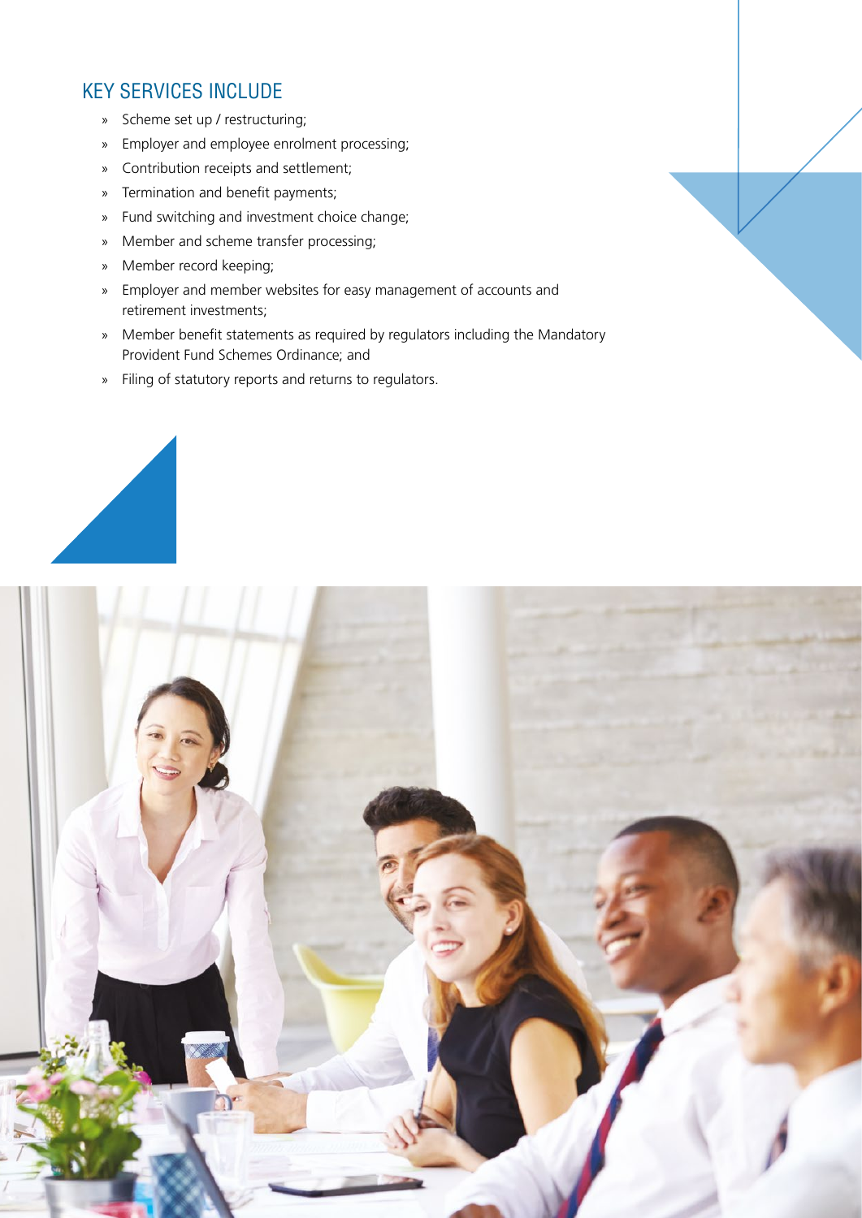## KEY SERVICES INCLUDE

- Scheme set up / restructuring;
- Employer and employee enrolment processing;
- Contribution receipts and settlement;
- Termination and benefit payments;
- Fund switching and investment choice change;
- Member and scheme transfer processing;
- Member record keeping;
- Employer and member websites for easy management of accounts and retirement investments;
- Member benefit statements as required by regulators including the Mandatory Provident Fund Schemes Ordinance; and
- Filing of statutory reports and returns to regulators.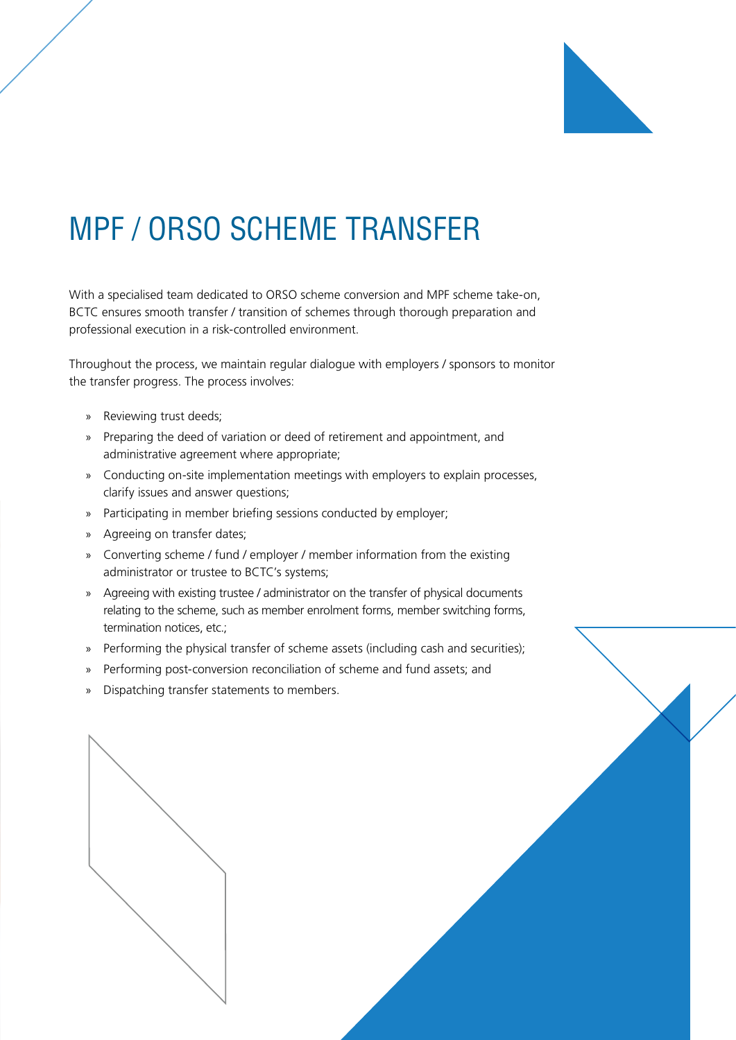# MPF / ORSO SCHEME TRANSFER

With a specialised team dedicated to ORSO scheme conversion and MPF scheme take-on, BCTC ensures smooth transfer / transition of schemes through thorough preparation and professional execution in a risk-controlled environment.

Throughout the process, we maintain regular dialogue with employers / sponsors to monitor the transfer progress. The process involves:

- Reviewing trust deeds;
- Preparing the deed of variation or deed of retirement and appointment, and administrative agreement where appropriate;
- Conducting on-site implementation meetings with employers to explain processes, clarify issues and answer questions;
- Participating in member briefing sessions conducted by employer;
- Agreeing on transfer dates;
- Converting scheme / fund / employer / member information from the existing administrator or trustee to BCTC's systems;
- Agreeing with existing trustee / administrator on the transfer of physical documents relating to the scheme, such as member enrolment forms, member switching forms, termination notices, etc.;
- Performing the physical transfer of scheme assets (including cash and securities);
- Performing post-conversion reconciliation of scheme and fund assets; and
- Dispatching transfer statements to members.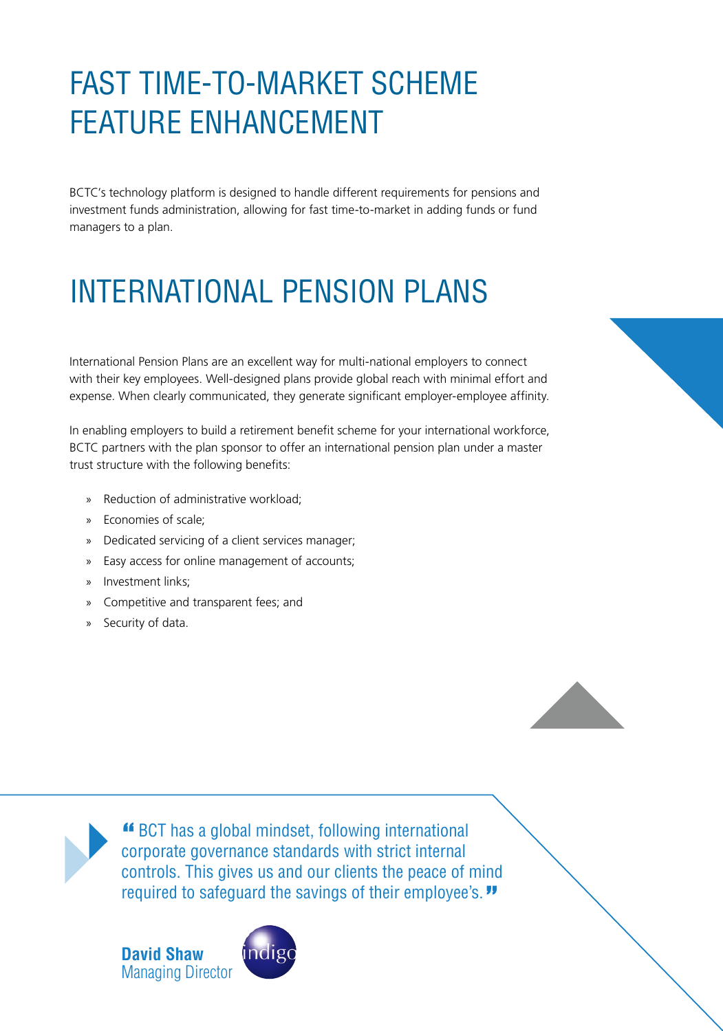# FAST TIME-TO-MARKET SCHEME FEATURE ENHANCEMENT

BCTC's technology platform is designed to handle different requirements for pensions and investment funds administration, allowing for fast time-to-market in adding funds or fund managers to a plan.

# INTERNATIONAL PENSION PLANS

International Pension Plans are an excellent way for multi-national employers to connect with their key employees. Well-designed plans provide global reach with minimal effort and expense. When clearly communicated, they generate significant employer-employee affinity.

In enabling employers to build a retirement benefit scheme for your international workforce, BCTC partners with the plan sponsor to offer an international pension plan under a master trust structure with the following benefits:

- Reduction of administrative workload;
- Economies of scale;
- Dedicated servicing of a client services manager;
- Easy access for online management of accounts;
- Investment links;
- Competitive and transparent fees; and
- Security of data.

> "BCT has a global mindset, following international corporate governance standards with strict internal controls. This gives us and our clients the peace of mind required to safeguard the savings of their employee's."

**David Shaw**
Managing Director

indigo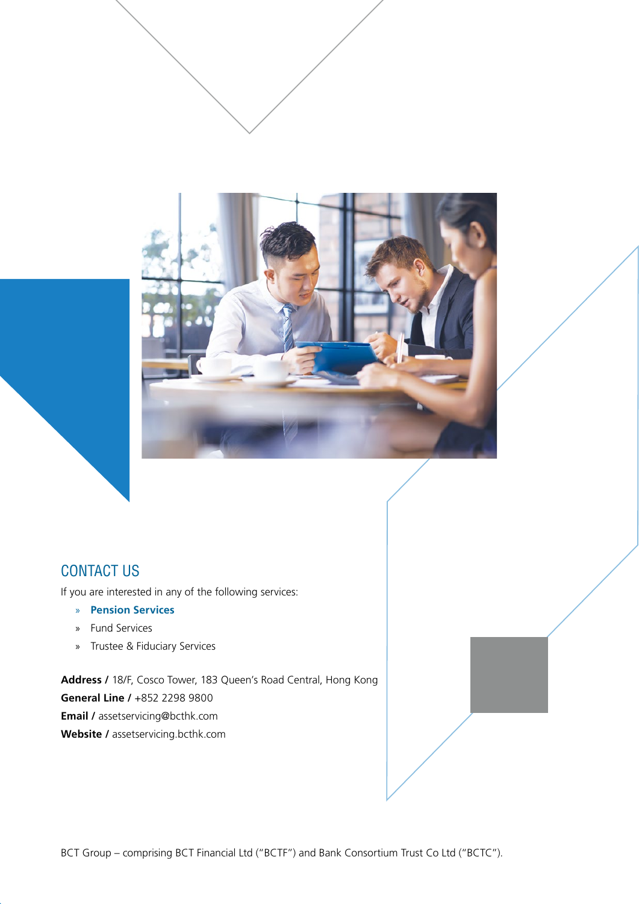## CONTACT US

If you are interested in any of the following services:

- **Pension Services**
- Fund Services
- Trustee & Fiduciary Services

**Address /** 18/F, Cosco Tower, 183 Queen's Road Central, Hong Kong
**General Line /** +852 2298 9800
**Email /** assetservicing@bcthk.com
**Website /** assetservicing.bcthk.com

BCT Group – comprising BCT Financial Ltd ("BCTF") and Bank Consortium Trust Co Ltd ("BCTC").